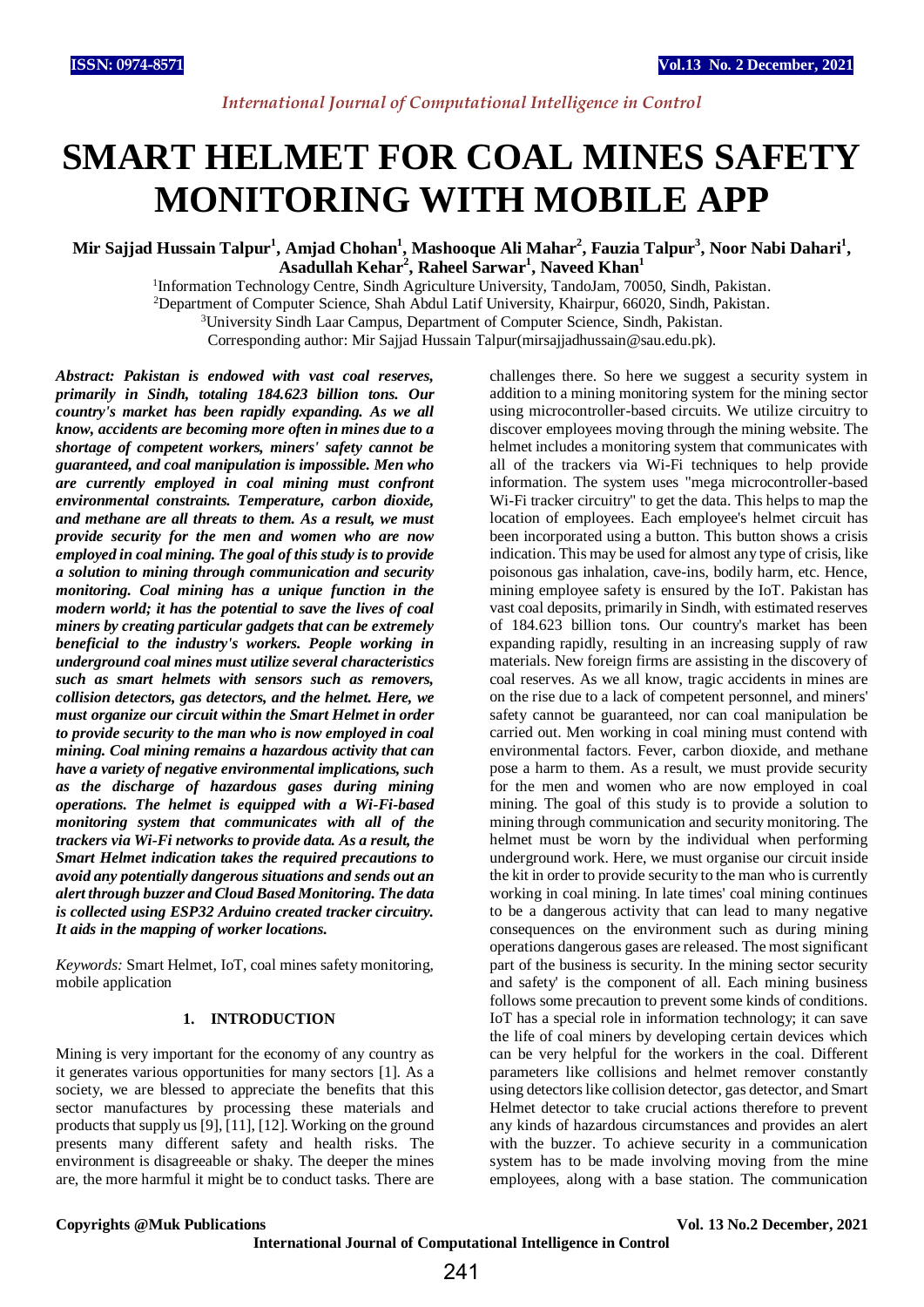# SMART HELMET FOR COAL MINES SAFETY MONITORING WITH MOBILE APP

**Mir Sajjad Hussain Talpur[1], Amjad Chohan[1], Mashooque Ali Mahar[2], Fauzia Talpur[3], Noor Nabi Dahari[1], Asadullah Kehar[2], Raheel Sarwar[1], Naveed Khan[1]**

[1]Information Technology Centre, Sindh Agriculture University, TandoJam, 70050, Sindh, Pakistan.
[2]Department of Computer Science, Shah Abdul Latif University, Khairpur, 66020, Sindh, Pakistan.
[3]University Sindh Laar Campus, Department of Computer Science, Sindh, Pakistan.
Corresponding author: Mir Sajjad Hussain Talpur(mirsajjadhussain@sau.edu.pk).

***Abstract:** Pakistan is endowed with vast coal reserves, primarily in Sindh, totaling 184.623 billion tons. Our country's market has been rapidly expanding. As we all know, accidents are becoming more often in mines due to a shortage of competent workers, miners' safety cannot be guaranteed, and coal manipulation is impossible. Men who are currently employed in coal mining must confront environmental constraints. Temperature, carbon dioxide, and methane are all threats to them. As a result, we must provide security for the men and women who are now employed in coal mining. The goal of this study is to provide a solution to mining through communication and security monitoring. Coal mining has a unique function in the modern world; it has the potential to save the lives of coal miners by creating particular gadgets that can be extremely beneficial to the industry's workers. People working in underground coal mines must utilize several characteristics such as smart helmets with sensors such as removers, collision detectors, gas detectors, and the helmet. Here, we must organize our circuit within the Smart Helmet in order to provide security to the man who is now employed in coal mining. Coal mining remains a hazardous activity that can have a variety of negative environmental implications, such as the discharge of hazardous gases during mining operations. The helmet is equipped with a Wi-Fi-based monitoring system that communicates with all of the trackers via Wi-Fi networks to provide data. As a result, the Smart Helmet indication takes the required precautions to avoid any potentially dangerous situations and sends out an alert through buzzer and Cloud Based Monitoring. The data is collected using ESP32 Arduino created tracker circuitry. It aids in the mapping of worker locations.*

*Keywords:* Smart Helmet, IoT, coal mines safety monitoring, mobile application

## 1. INTRODUCTION

Mining is very important for the economy of any country as it generates various opportunities for many sectors [1]. As a society, we are blessed to appreciate the benefits that this sector manufactures by processing these materials and products that supply us [9], [11], [12]. Working on the ground presents many different safety and health risks. The environment is disagreeable or shaky. The deeper the mines are, the more harmful it might be to conduct tasks. There are challenges there. So here we suggest a security system in addition to a mining monitoring system for the mining sector using microcontroller-based circuits. We utilize circuitry to discover employees moving through the mining website. The helmet includes a monitoring system that communicates with all of the trackers via Wi-Fi techniques to help provide information. The system uses "mega microcontroller-based Wi-Fi tracker circuitry" to get the data. This helps to map the location of employees. Each employee's helmet circuit has been incorporated using a button. This button shows a crisis indication. This may be used for almost any type of crisis, like poisonous gas inhalation, cave-ins, bodily harm, etc. Hence, mining employee safety is ensured by the IoT. Pakistan has vast coal deposits, primarily in Sindh, with estimated reserves of 184.623 billion tons. Our country's market has been expanding rapidly, resulting in an increasing supply of raw materials. New foreign firms are assisting in the discovery of coal reserves. As we all know, tragic accidents in mines are on the rise due to a lack of competent personnel, and miners' safety cannot be guaranteed, nor can coal manipulation be carried out. Men working in coal mining must contend with environmental factors. Fever, carbon dioxide, and methane pose a harm to them. As a result, we must provide security for the men and women who are now employed in coal mining. The goal of this study is to provide a solution to mining through communication and security monitoring. The helmet must be worn by the individual when performing underground work. Here, we must organise our circuit inside the kit in order to provide security to the man who is currently working in coal mining. In late times' coal mining continues to be a dangerous activity that can lead to many negative consequences on the environment such as during mining operations dangerous gases are released. The most significant part of the business is security. In the mining sector security and safety' is the component of all. Each mining business follows some precaution to prevent some kinds of conditions. IoT has a special role in information technology; it can save the life of coal miners by developing certain devices which can be very helpful for the workers in the coal. Different parameters like collisions and helmet remover constantly using detectors like collision detector, gas detector, and Smart Helmet detector to take crucial actions therefore to prevent any kinds of hazardous circumstances and provides an alert with the buzzer. To achieve security in a communication system has to be made involving moving from the mine employees, along with a base station. The communication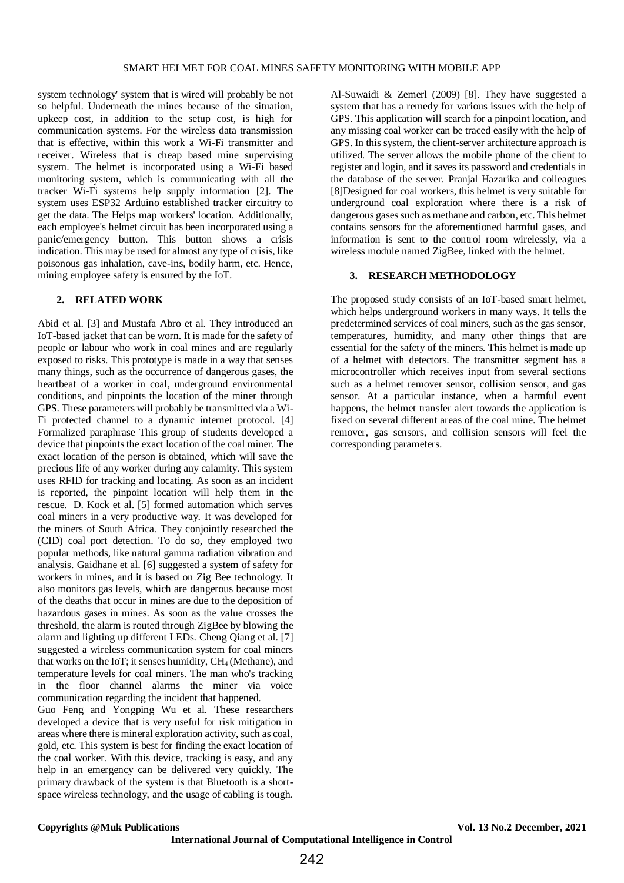system technology' system that is wired will probably be not so helpful. Underneath the mines because of the situation, upkeep cost, in addition to the setup cost, is high for communication systems. For the wireless data transmission that is effective, within this work a Wi-Fi transmitter and receiver. Wireless that is cheap based mine supervising system. The helmet is incorporated using a Wi-Fi based monitoring system, which is communicating with all the tracker Wi-Fi systems help supply information [2]. The system uses ESP32 Arduino established tracker circuitry to get the data. The Helps map workers' location. Additionally, each employee's helmet circuit has been incorporated using a panic/emergency button. This button shows a crisis indication. This may be used for almost any type of crisis, like poisonous gas inhalation, cave-ins, bodily harm, etc. Hence, mining employee safety is ensured by the IoT.

## 2. RELATED WORK

Abid et al. [3] and Mustafa Abro et al. They introduced an IoT-based jacket that can be worn. It is made for the safety of people or labour who work in coal mines and are regularly exposed to risks. This prototype is made in a way that senses many things, such as the occurrence of dangerous gases, the heartbeat of a worker in coal, underground environmental conditions, and pinpoints the location of the miner through GPS. These parameters will probably be transmitted via a Wi-Fi protected channel to a dynamic internet protocol. [4] Formalized paraphrase This group of students developed a device that pinpoints the exact location of the coal miner. The exact location of the person is obtained, which will save the precious life of any worker during any calamity. This system uses RFID for tracking and locating. As soon as an incident is reported, the pinpoint location will help them in the rescue. D. Kock et al. [5] formed automation which serves coal miners in a very productive way. It was developed for the miners of South Africa. They conjointly researched the (CID) coal port detection. To do so, they employed two popular methods, like natural gamma radiation vibration and analysis. Gaidhane et al. [6] suggested a system of safety for workers in mines, and it is based on Zig Bee technology. It also monitors gas levels, which are dangerous because most of the deaths that occur in mines are due to the deposition of hazardous gases in mines. As soon as the value crosses the threshold, the alarm is routed through ZigBee by blowing the alarm and lighting up different LEDs. Cheng Qiang et al. [7] suggested a wireless communication system for coal miners that works on the IoT; it senses humidity, $CH_4$ (Methane), and temperature levels for coal miners. The man who's tracking in the floor channel alarms the miner via voice communication regarding the incident that happened.

Guo Feng and Yongping Wu et al. These researchers developed a device that is very useful for risk mitigation in areas where there is mineral exploration activity, such as coal, gold, etc. This system is best for finding the exact location of the coal worker. With this device, tracking is easy, and any help in an emergency can be delivered very quickly. The primary drawback of the system is that Bluetooth is a short-space wireless technology, and the usage of cabling is tough. Al-Suwaidi & Zemerl (2009) [8]. They have suggested a system that has a remedy for various issues with the help of GPS. This application will search for a pinpoint location, and any missing coal worker can be traced easily with the help of GPS. In this system, the client-server architecture approach is utilized. The server allows the mobile phone of the client to register and login, and it saves its password and credentials in the database of the server. Pranjal Hazarika and colleagues [8]Designed for coal workers, this helmet is very suitable for underground coal exploration where there is a risk of dangerous gases such as methane and carbon, etc. This helmet contains sensors for the aforementioned harmful gases, and information is sent to the control room wirelessly, via a wireless module named ZigBee, linked with the helmet.

## 3. RESEARCH METHODOLOGY

The proposed study consists of an IoT-based smart helmet, which helps underground workers in many ways. It tells the predetermined services of coal miners, such as the gas sensor, temperatures, humidity, and many other things that are essential for the safety of the miners. This helmet is made up of a helmet with detectors. The transmitter segment has a microcontroller which receives input from several sections such as a helmet remover sensor, collision sensor, and gas sensor. At a particular instance, when a harmful event happens, the helmet transfer alert towards the application is fixed on several different areas of the coal mine. The helmet remover, gas sensors, and collision sensors will feel the corresponding parameters.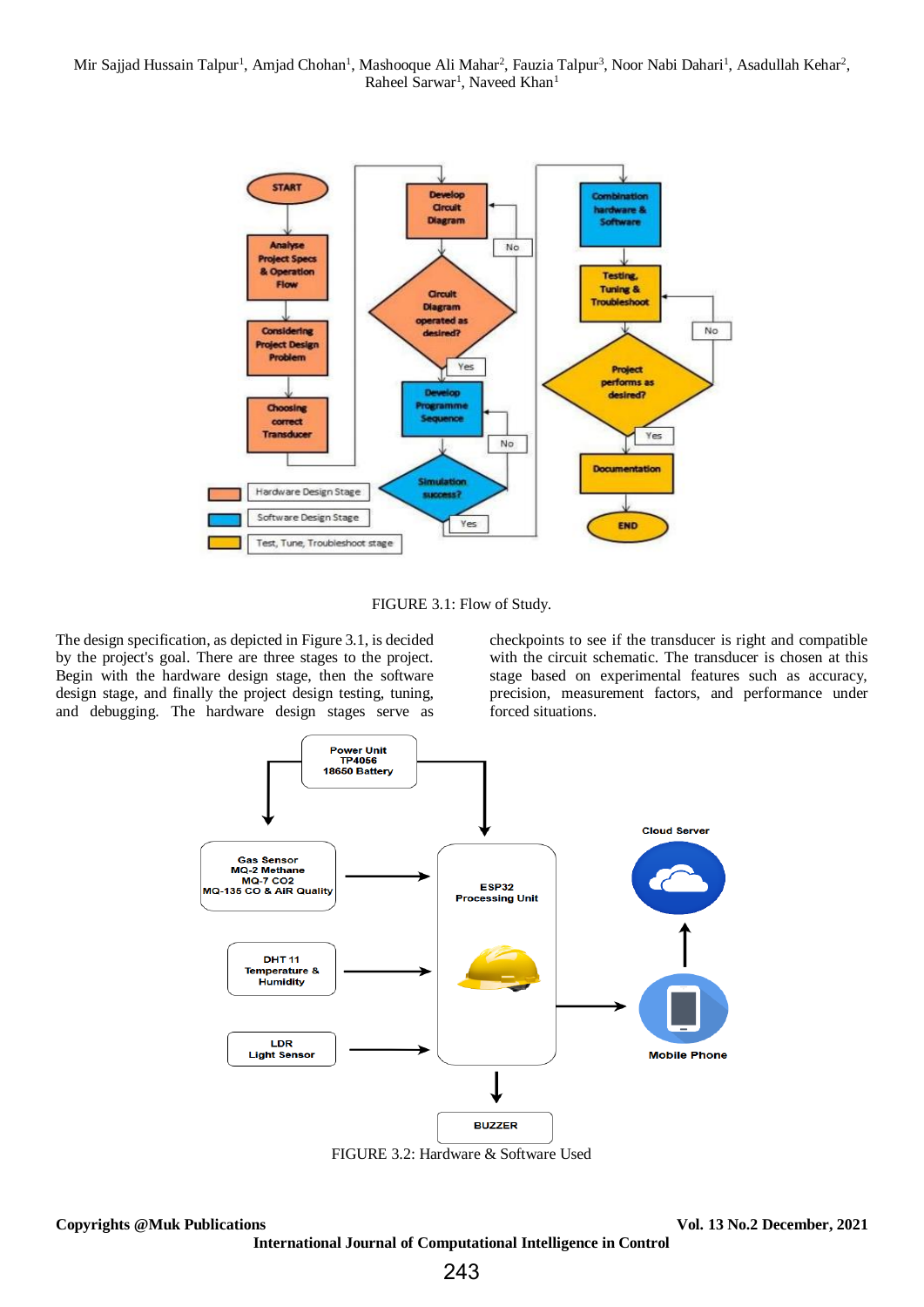FIGURE 3.1: Flow of Study.

The design specification, as depicted in Figure 3.1, is decided by the project's goal. There are three stages to the project. Begin with the hardware design stage, then the software design stage, and finally the project design testing, tuning, and debugging. The hardware design stages serve as checkpoints to see if the transducer is right and compatible with the circuit schematic. The transducer is chosen at this stage based on experimental features such as accuracy, precision, measurement factors, and performance under forced situations.

FIGURE 3.2: Hardware & Software Used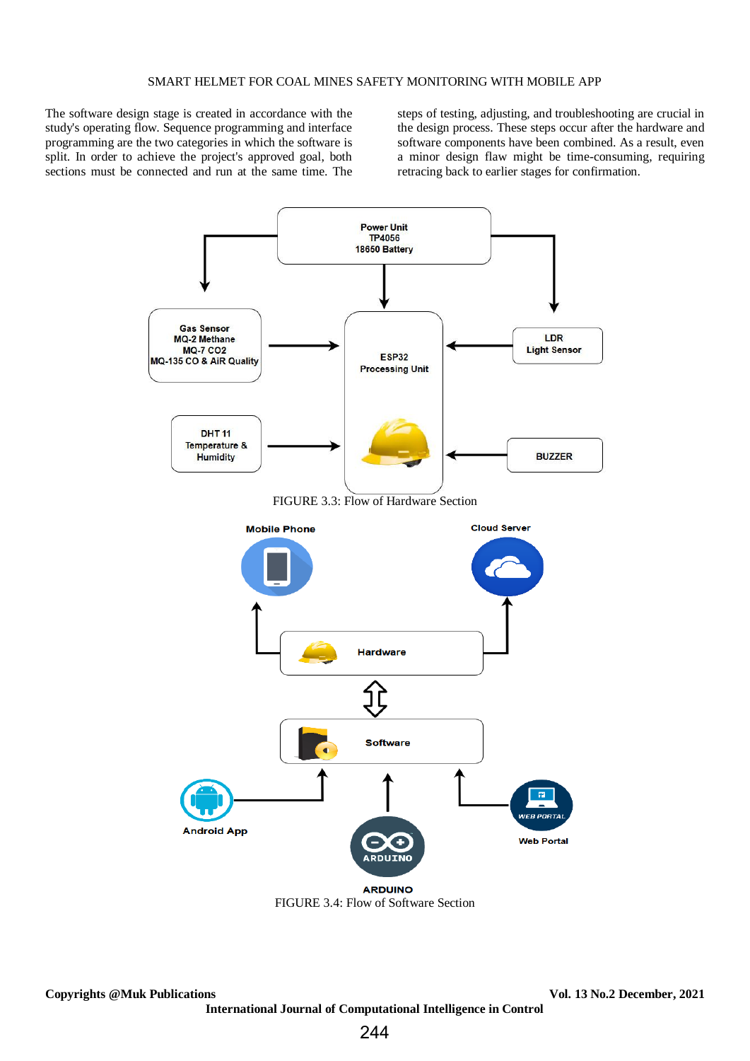The software design stage is created in accordance with the study's operating flow. Sequence programming and interface programming are the two categories in which the software is split. In order to achieve the project's approved goal, both sections must be connected and run at the same time. The steps of testing, adjusting, and troubleshooting are crucial in the design process. These steps occur after the hardware and software components have been combined. As a result, even a minor design flaw might be time-consuming, requiring retracing back to earlier stages for confirmation.

FIGURE 3.3: Flow of Hardware Section

FIGURE 3.4: Flow of Software Section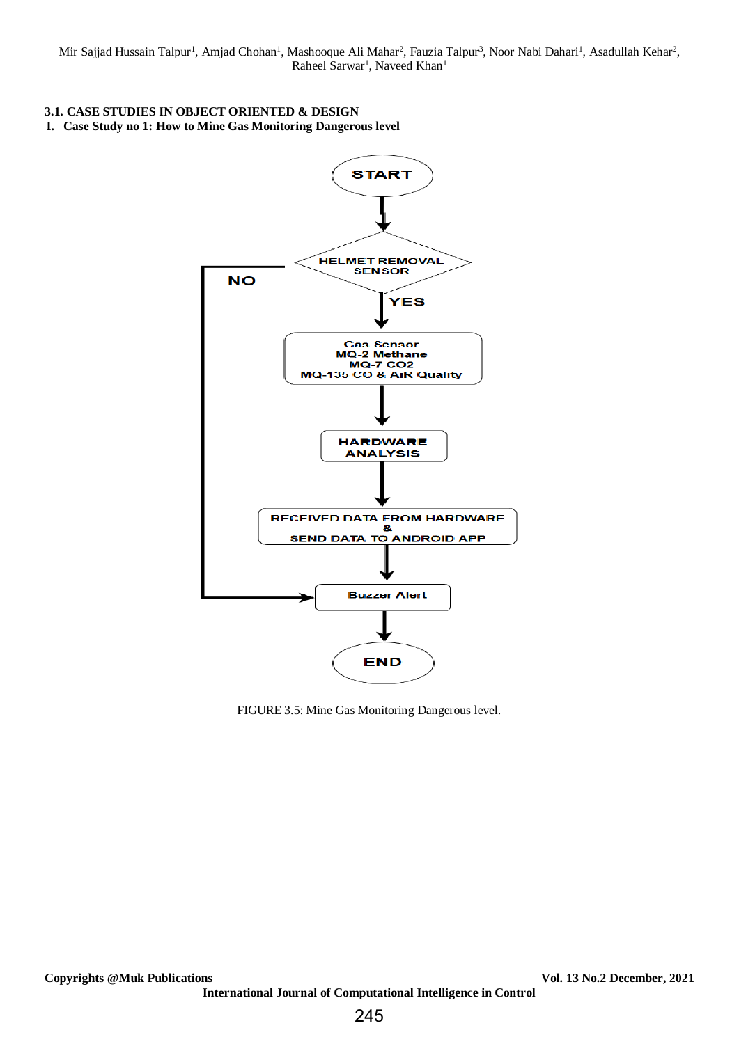### 3.1. CASE STUDIES IN OBJECT ORIENTED & DESIGN

**I. Case Study no 1: How to Mine Gas Monitoring Dangerous level**

FIGURE 3.5: Mine Gas Monitoring Dangerous level.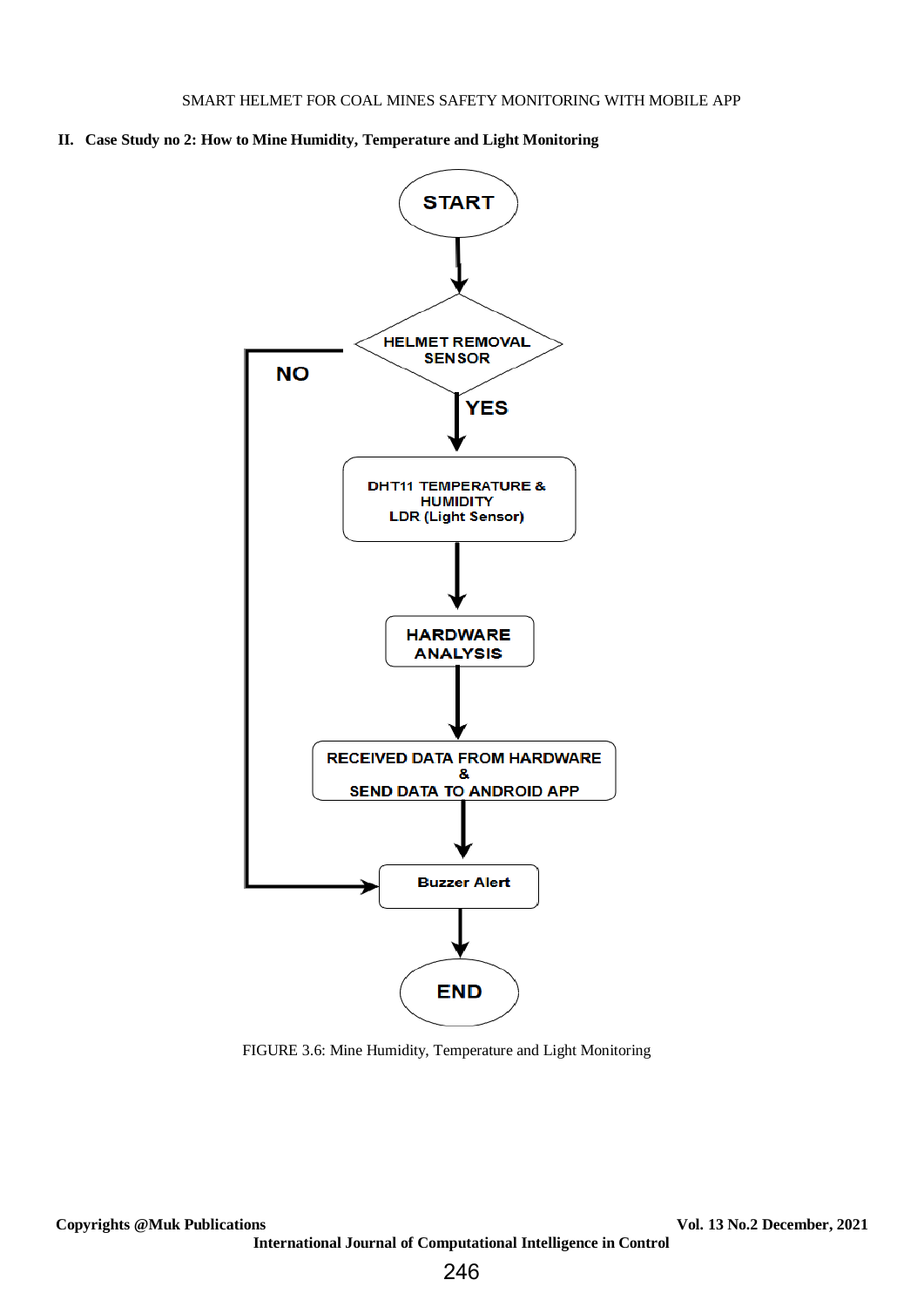## II. Case Study no 2: How to Mine Humidity, Temperature and Light Monitoring

START

HELMET REMOVAL SENSOR

NO

YES

DHT11 TEMPERATURE & HUMIDITY
LDR (Light Sensor)

HARDWARE ANALYSIS

RECEIVED DATA FROM HARDWARE
&
SEND DATA TO ANDROID APP

Buzzer Alert

END

FIGURE 3.6: Mine Humidity, Temperature and Light Monitoring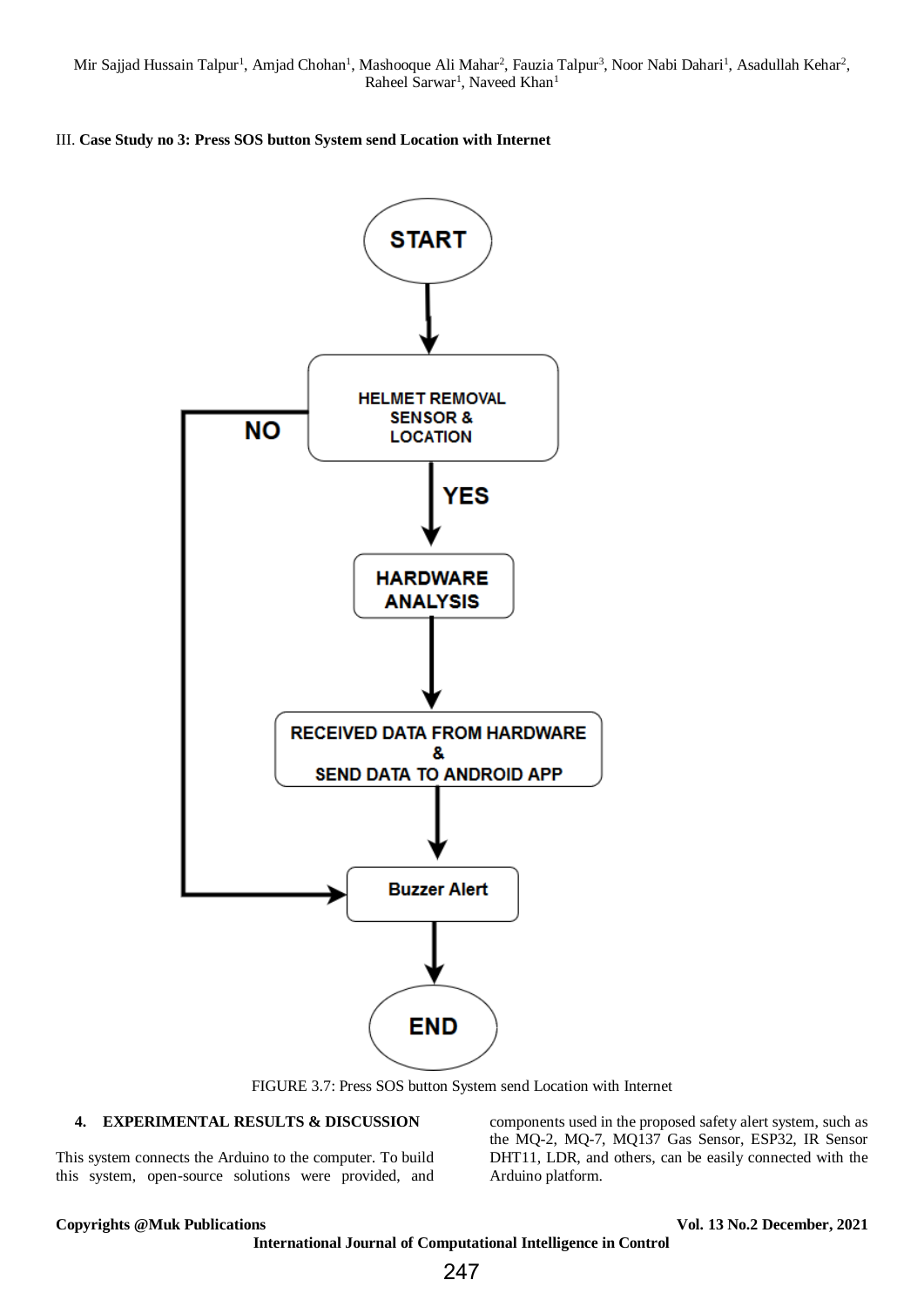III. **Case Study no 3: Press SOS button System send Location with Internet**

FIGURE 3.7: Press SOS button System send Location with Internet

## 4. EXPERIMENTAL RESULTS & DISCUSSION

This system connects the Arduino to the computer. To build this system, open-source solutions were provided, and components used in the proposed safety alert system, such as the MQ-2, MQ-7, MQ137 Gas Sensor, ESP32, IR Sensor DHT11, LDR, and others, can be easily connected with the Arduino platform.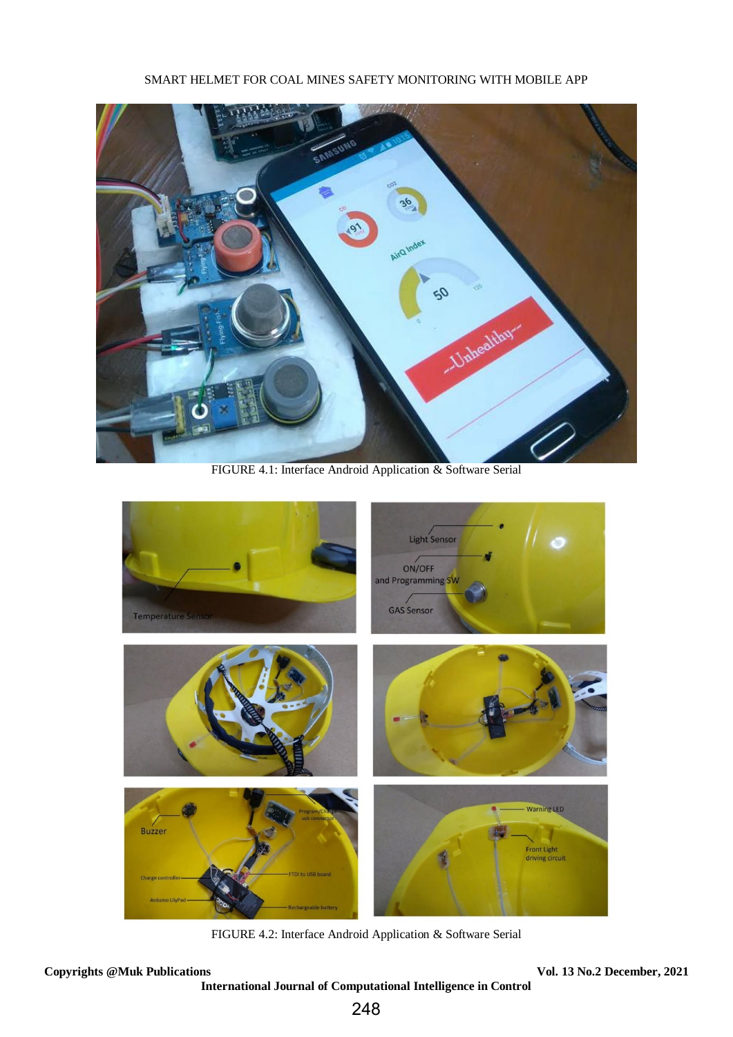FIGURE 4.1: Interface Android Application & Software Serial

FIGURE 4.2: Interface Android Application & Software Serial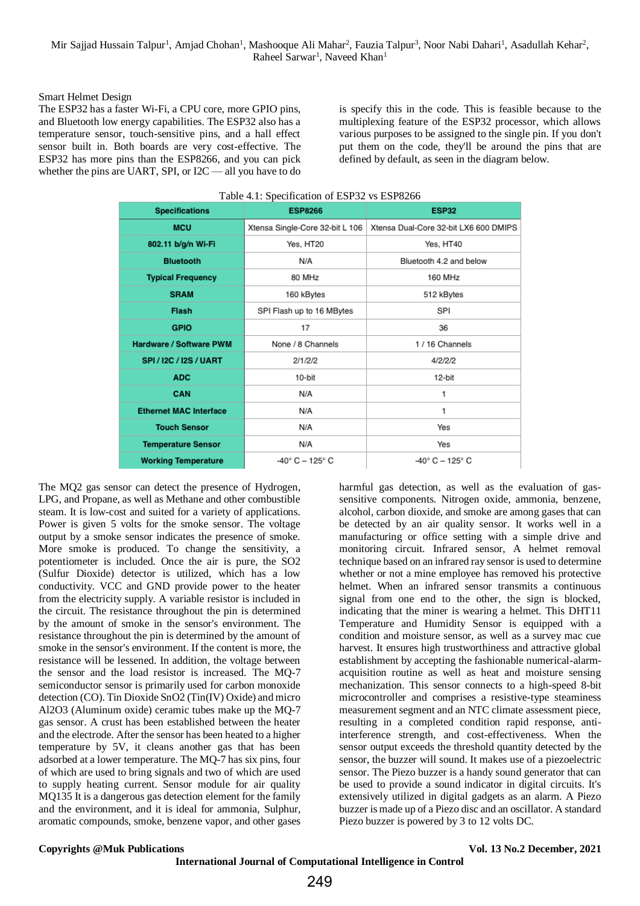Smart Helmet Design

The ESP32 has a faster Wi-Fi, a CPU core, more GPIO pins, and Bluetooth low energy capabilities. The ESP32 also has a temperature sensor, touch-sensitive pins, and a hall effect sensor built in. Both boards are very cost-effective. The ESP32 has more pins than the ESP8266, and you can pick whether the pins are UART, SPI, or I2C — all you have to do is specify this in the code. This is feasible because to the multiplexing feature of the ESP32 processor, which allows various purposes to be assigned to the single pin. If you don't put them on the code, they'll be around the pins that are defined by default, as seen in the diagram below.

Table 4.1: Specification of ESP32 vs ESP8266

| Specifications | ESP8266 | ESP32 |
|---|---|---|
| MCU | Xtensa Single-Core 32-bit L 106 | Xtensa Dual-Core 32-bit LX6 600 DMIPS |
| 802.11 b/g/n Wi-Fi | Yes, HT20 | Yes, HT40 |
| Bluetooth | N/A | Bluetooth 4.2 and below |
| Typical Frequency | 80 MHz | 160 MHz |
| SRAM | 160 kBytes | 512 kBytes |
| Flash | SPI Flash up to 16 MBytes | SPI |
| GPIO | 17 | 36 |
| Hardware / Software PWM | None / 8 Channels | 1 / 16 Channels |
| SPI / I2C / I2S / UART | 2/1/2/2 | 4/2/2/2 |
| ADC | 10-bit | 12-bit |
| CAN | N/A | 1 |
| Ethernet MAC Interface | N/A | 1 |
| Touch Sensor | N/A | Yes |
| Temperature Sensor | N/A | Yes |
| Working Temperature | -40° C – 125° C | -40° C – 125° C |

The MQ2 gas sensor can detect the presence of Hydrogen, LPG, and Propane, as well as Methane and other combustible steam. It is low-cost and suited for a variety of applications. Power is given 5 volts for the smoke sensor. The voltage output by a smoke sensor indicates the presence of smoke. More smoke is produced. To change the sensitivity, a potentiometer is included. Once the air is pure, the SO2 (Sulfur Dioxide) detector is utilized, which has a low conductivity. VCC and GND provide power to the heater from the electricity supply. A variable resistor is included in the circuit. The resistance throughout the pin is determined by the amount of smoke in the sensor's environment. The resistance throughout the pin is determined by the amount of smoke in the sensor's environment. If the content is more, the resistance will be lessened. In addition, the voltage between the sensor and the load resistor is increased. The MQ-7 semiconductor sensor is primarily used for carbon monoxide detection (CO). Tin Dioxide SnO2 (Tin(IV) Oxide) and micro Al2O3 (Aluminum oxide) ceramic tubes make up the MQ-7 gas sensor. A crust has been established between the heater and the electrode. After the sensor has been heated to a higher temperature by 5V, it cleans another gas that has been adsorbed at a lower temperature. The MQ-7 has six pins, four of which are used to bring signals and two of which are used to supply heating current. Sensor module for air quality MQ135 It is a dangerous gas detection element for the family and the environment, and it is ideal for ammonia, Sulphur, aromatic compounds, smoke, benzene vapor, and other gases harmful gas detection, as well as the evaluation of gas-sensitive components. Nitrogen oxide, ammonia, benzene, alcohol, carbon dioxide, and smoke are among gases that can be detected by an air quality sensor. It works well in a manufacturing or office setting with a simple drive and monitoring circuit. Infrared sensor, A helmet removal technique based on an infrared ray sensor is used to determine whether or not a mine employee has removed his protective helmet. When an infrared sensor transmits a continuous signal from one end to the other, the sign is blocked, indicating that the miner is wearing a helmet. This DHT11 Temperature and Humidity Sensor is equipped with a condition and moisture sensor, as well as a survey mac cue harvest. It ensures high trustworthiness and attractive global establishment by accepting the fashionable numerical-alarm-acquisition routine as well as heat and moisture sensing mechanization. This sensor connects to a high-speed 8-bit microcontroller and comprises a resistive-type steaminess measurement segment and an NTC climate assessment piece, resulting in a completed condition rapid response, anti-interference strength, and cost-effectiveness. When the sensor output exceeds the threshold quantity detected by the sensor, the buzzer will sound. It makes use of a piezoelectric sensor. The Piezo buzzer is a handy sound generator that can be used to provide a sound indicator in digital circuits. It's extensively utilized in digital gadgets as an alarm. A Piezo buzzer is made up of a Piezo disc and an oscillator. A standard Piezo buzzer is powered by 3 to 12 volts DC.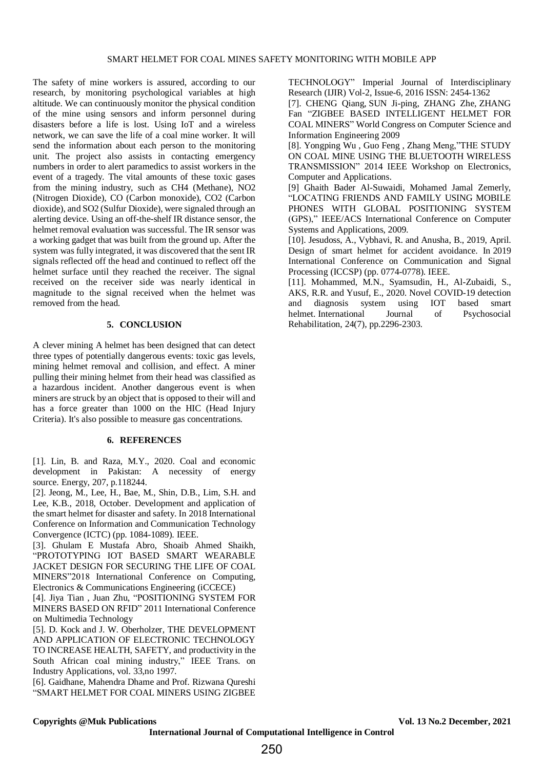The safety of mine workers is assured, according to our research, by monitoring psychological variables at high altitude. We can continuously monitor the physical condition of the mine using sensors and inform personnel during disasters before a life is lost. Using IoT and a wireless network, we can save the life of a coal mine worker. It will send the information about each person to the monitoring unit. The project also assists in contacting emergency numbers in order to alert paramedics to assist workers in the event of a tragedy. The vital amounts of these toxic gases from the mining industry, such as $CH_4$ (Methane), $NO_2$ (Nitrogen Dioxide), CO (Carbon monoxide), $CO_2$ (Carbon dioxide), and $SO_2$ (Sulfur Dioxide), were signaled through an alerting device. Using an off-the-shelf IR distance sensor, the helmet removal evaluation was successful. The IR sensor was a working gadget that was built from the ground up. After the system was fully integrated, it was discovered that the sent IR signals reflected off the head and continued to reflect off the helmet surface until they reached the receiver. The signal received on the receiver side was nearly identical in magnitude to the signal received when the helmet was removed from the head.

## 5. CONCLUSION

A clever mining A helmet has been designed that can detect three types of potentially dangerous events: toxic gas levels, mining helmet removal and collision, and effect. A miner pulling their mining helmet from their head was classified as a hazardous incident. Another dangerous event is when miners are struck by an object that is opposed to their will and has a force greater than 1000 on the HIC (Head Injury Criteria). It's also possible to measure gas concentrations.

## 6. REFERENCES

[1]. Lin, B. and Raza, M.Y., 2020. Coal and economic development in Pakistan: A necessity of energy source. Energy, 207, p.118244.

[2]. Jeong, M., Lee, H., Bae, M., Shin, D.B., Lim, S.H. and Lee, K.B., 2018, October. Development and application of the smart helmet for disaster and safety. In 2018 International Conference on Information and Communication Technology Convergence (ICTC) (pp. 1084-1089). IEEE.

[3]. Ghulam E Mustafa Abro, Shoaib Ahmed Shaikh, "PROTOTYPING IOT BASED SMART WEARABLE JACKET DESIGN FOR SECURING THE LIFE OF COAL MINERS"2018 International Conference on Computing, Electronics & Communications Engineering (iCCECE)

[4]. Jiya Tian , Juan Zhu, "POSITIONING SYSTEM FOR MINERS BASED ON RFID" 2011 International Conference on Multimedia Technology

[5]. D. Kock and J. W. Oberholzer, THE DEVELOPMENT AND APPLICATION OF ELECTRONIC TECHNOLOGY TO INCREASE HEALTH, SAFETY, and productivity in the South African coal mining industry," IEEE Trans. on Industry Applications, vol. 33,no 1997.

[6]. Gaidhane, Mahendra Dhame and Prof. Rizwana Qureshi "SMART HELMET FOR COAL MINERS USING ZIGBEE TECHNOLOGY" Imperial Journal of Interdisciplinary Research (IJIR) Vol-2, Issue-6, 2016 ISSN: 2454-1362

[7]. CHENG Qiang, SUN Ji-ping, ZHANG Zhe, ZHANG Fan "ZIGBEE BASED INTELLIGENT HELMET FOR COAL MINERS" World Congress on Computer Science and Information Engineering 2009

[8]. Yongping Wu , Guo Feng , Zhang Meng,"THE STUDY ON COAL MINE USING THE BLUETOOTH WIRELESS TRANSMISSION" 2014 IEEE Workshop on Electronics, Computer and Applications.

[9] Ghaith Bader Al-Suwaidi, Mohamed Jamal Zemerly, "LOCATING FRIENDS AND FAMILY USING MOBILE PHONES WITH GLOBAL POSITIONING SYSTEM (GPS)," IEEE/ACS International Conference on Computer Systems and Applications, 2009.

[10]. Jesudoss, A., Vybhavi, R. and Anusha, B., 2019, April. Design of smart helmet for accident avoidance. In 2019 International Conference on Communication and Signal Processing (ICCSP) (pp. 0774-0778). IEEE.

[11]. Mohammed, M.N., Syamsudin, H., Al-Zubaidi, S., AKS, R.R. and Yusuf, E., 2020. Novel COVID-19 detection and diagnosis system using IOT based smart helmet. International Journal of Psychosocial Rehabilitation, 24(7), pp.2296-2303.